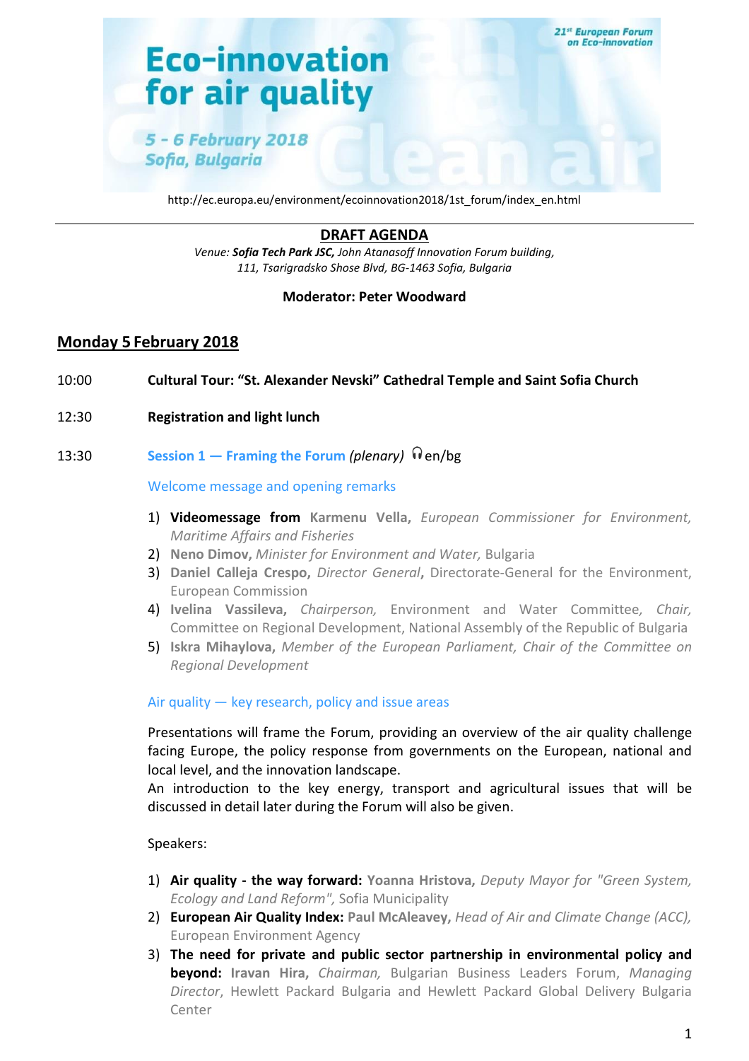# Eco-innovation for air quality

21st European Forum on Eco-innovation

*5 - 6 February 2018*
*Sofia, Bulgaria*

http://ec.europa.eu/environment/ecoinnovation2018/1st_forum/index_en.html

---

## DRAFT AGENDA

*Venue: **Sofia Tech Park JSC,** John Atanasoff Innovation Forum building,*
*111, Tsarigradsko Shose Blvd, BG-1463 Sofia, Bulgaria*

**Moderator: Peter Woodward**

## Monday 5 February 2018

10:00 **Cultural Tour: "St. Alexander Nevski" Cathedral Temple and Saint Sofia Church**

12:30 **Registration and light lunch**

13:30 **Session 1 — Framing the Forum** *(plenary)* en/bg

Welcome message and opening remarks

1) **Videomessage from Karmenu Vella,** *European Commissioner for Environment, Maritime Affairs and Fisheries*
2) **Neno Dimov,** *Minister for Environment and Water,* Bulgaria
3) **Daniel Calleja Crespo,** *Director General***,** Directorate-General for the Environment, European Commission
4) **Ivelina Vassileva,** *Chairperson,* Environment and Water Committee, *Chair,* Committee on Regional Development, National Assembly of the Republic of Bulgaria
5) **Iskra Mihaylova,** *Member of the European Parliament, Chair of the Committee on Regional Development*

Air quality — key research, policy and issue areas

Presentations will frame the Forum, providing an overview of the air quality challenge facing Europe, the policy response from governments on the European, national and local level, and the innovation landscape.
An introduction to the key energy, transport and agricultural issues that will be discussed in detail later during the Forum will also be given.

Speakers:

1) **Air quality - the way forward: Yoanna Hristova,** *Deputy Mayor for "Green System, Ecology and Land Reform",* Sofia Municipality
2) **European Air Quality Index: Paul McAleavey,** *Head of Air and Climate Change (ACC),* European Environment Agency
3) **The need for private and public sector partnership in environmental policy and beyond: Iravan Hira,** *Chairman,* Bulgarian Business Leaders Forum, *Managing Director*, Hewlett Packard Bulgaria and Hewlett Packard Global Delivery Bulgaria Center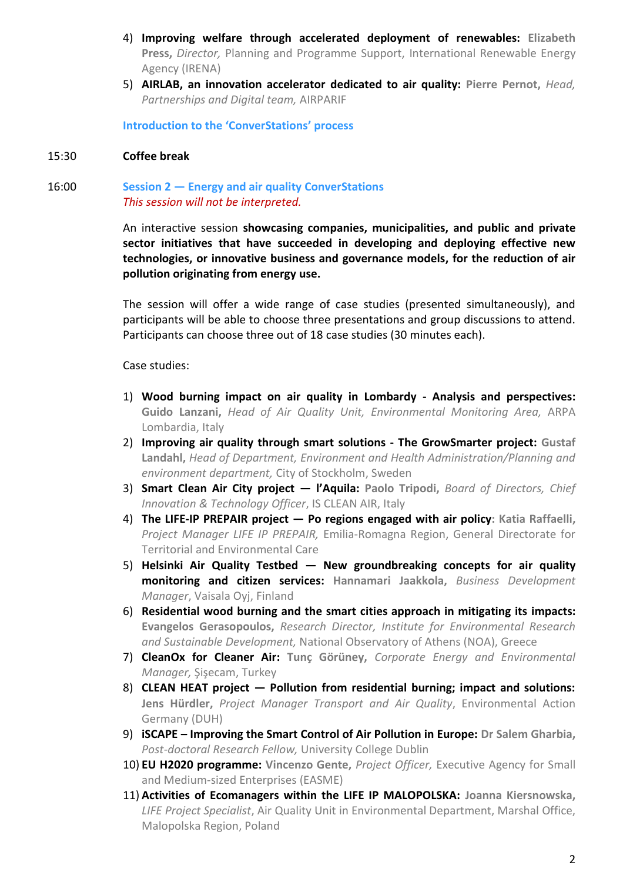4) **Improving welfare through accelerated deployment of renewables:** **Elizabeth Press,** *Director,* Planning and Programme Support, International Renewable Energy Agency (IRENA)
5) **AIRLAB, an innovation accelerator dedicated to air quality:** **Pierre Pernot,** *Head, Partnerships and Digital team,* AIRPARIF

**Introduction to the 'ConverStations' process**

15:30 **Coffee break**

16:00 **Session 2 — Energy and air quality ConverStations**
*This session will not be interpreted.*

An interactive session **showcasing companies, municipalities, and public and private sector initiatives that have succeeded in developing and deploying effective new technologies, or innovative business and governance models, for the reduction of air pollution originating from energy use.**

The session will offer a wide range of case studies (presented simultaneously), and participants will be able to choose three presentations and group discussions to attend. Participants can choose three out of 18 case studies (30 minutes each).

Case studies:

1) **Wood burning impact on air quality in Lombardy - Analysis and perspectives:** **Guido Lanzani,** *Head of Air Quality Unit, Environmental Monitoring Area,* ARPA Lombardia, Italy
2) **Improving air quality through smart solutions - The GrowSmarter project:** **Gustaf Landahl,** *Head of Department, Environment and Health Administration/Planning and environment department,* City of Stockholm, Sweden
3) **Smart Clean Air City project — l'Aquila:** **Paolo Tripodi,** *Board of Directors, Chief Innovation & Technology Officer*, IS CLEAN AIR, Italy
4) **The LIFE-IP PREPAIR project — Po regions engaged with air policy:** **Katia Raffaelli,** *Project Manager LIFE IP PREPAIR,* Emilia-Romagna Region, General Directorate for Territorial and Environmental Care
5) **Helsinki Air Quality Testbed — New groundbreaking concepts for air quality monitoring and citizen services:** **Hannamari Jaakkola,** *Business Development Manager*, Vaisala Oyj, Finland
6) **Residential wood burning and the smart cities approach in mitigating its impacts:** **Evangelos Gerasopoulos,** *Research Director, Institute for Environmental Research and Sustainable Development,* National Observatory of Athens (NOA), Greece
7) **CleanOx for Cleaner Air:** **Tunç Görüney,** *Corporate Energy and Environmental Manager,* Şişecam, Turkey
8) **CLEAN HEAT project — Pollution from residential burning; impact and solutions:** **Jens Hürdler,** *Project Manager Transport and Air Quality*, Environmental Action Germany (DUH)
9) **iSCAPE – Improving the Smart Control of Air Pollution in Europe:** **Dr Salem Gharbia,** *Post-doctoral Research Fellow,* University College Dublin
10) **EU H2020 programme:** **Vincenzo Gente,** *Project Officer,* Executive Agency for Small and Medium-sized Enterprises (EASME)
11) **Activities of Ecomanagers within the LIFE IP MALOPOLSKA:** **Joanna Kiersnowska,** *LIFE Project Specialist*, Air Quality Unit in Environmental Department, Marshal Office, Malopolska Region, Poland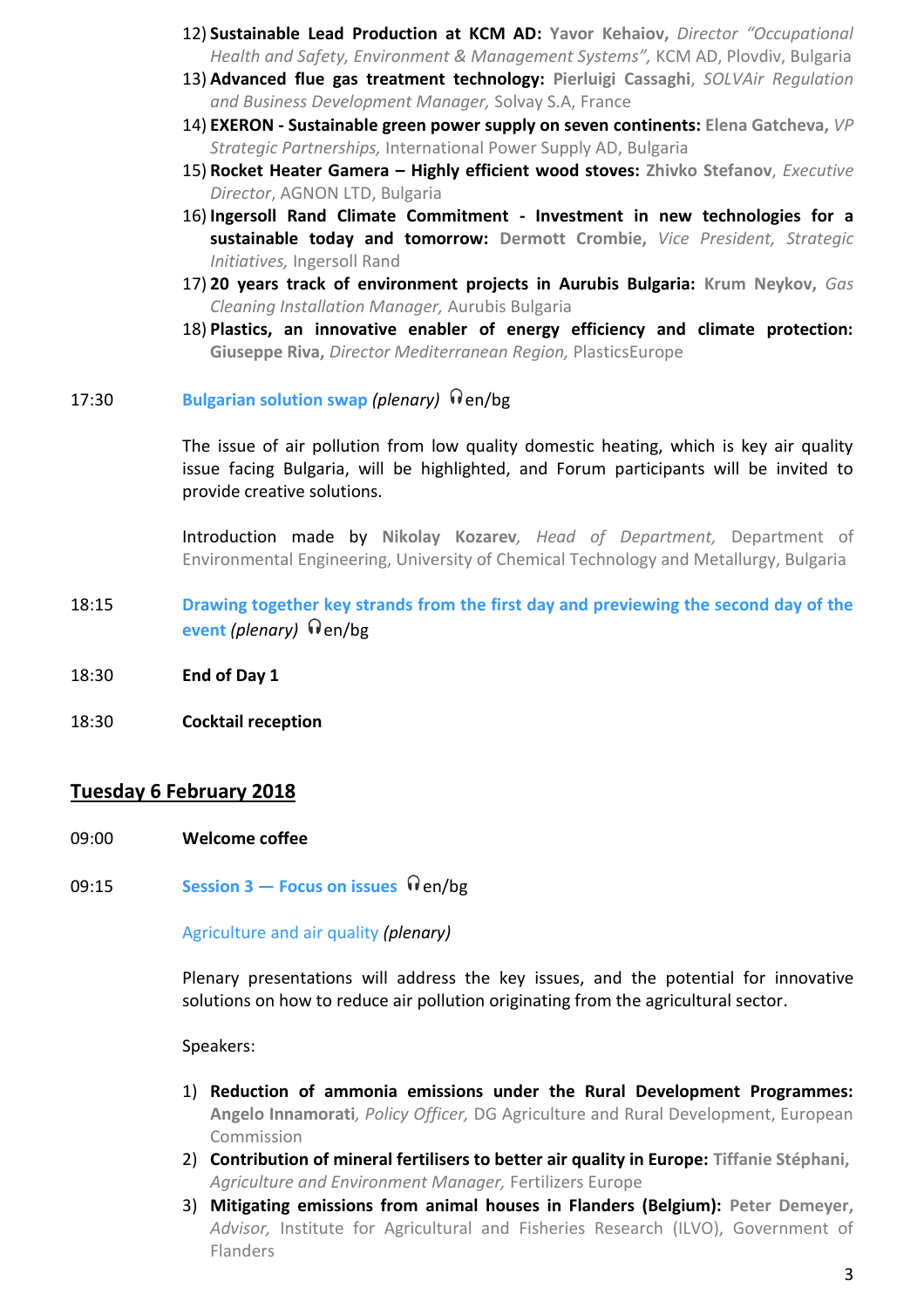12) **Sustainable Lead Production at KCM AD:** **Yavor Kehaiov,** *Director "Occupational Health and Safety, Environment & Management Systems",* KCM AD, Plovdiv, Bulgaria
13) **Advanced flue gas treatment technology:** **Pierluigi Cassaghi**, *SOLVAir Regulation and Business Development Manager,* Solvay S.A, France
14) **EXERON - Sustainable green power supply on seven continents:** **Elena Gatcheva,** *VP Strategic Partnerships,* International Power Supply AD, Bulgaria
15) **Rocket Heater Gamera – Highly efficient wood stoves:** **Zhivko Stefanov**, *Executive Director*, AGNON LTD, Bulgaria
16) **Ingersoll Rand Climate Commitment - Investment in new technologies for a sustainable today and tomorrow:** **Dermott Crombie,** *Vice President, Strategic Initiatives,* Ingersoll Rand
17) **20 years track of environment projects in Aurubis Bulgaria:** **Krum Neykov,** *Gas Cleaning Installation Manager,* Aurubis Bulgaria
18) **Plastics, an innovative enabler of energy efficiency and climate protection:** **Giuseppe Riva,** *Director Mediterranean Region,* PlasticsEurope

17:30 **Bulgarian solution swap** ***(plenary)*** en/bg

The issue of air pollution from low quality domestic heating, which is key air quality issue facing Bulgaria, will be highlighted, and Forum participants will be invited to provide creative solutions.

Introduction made by **Nikolay Kozarev**, *Head of Department,* Department of Environmental Engineering, University of Chemical Technology and Metallurgy, Bulgaria

18:15 **Drawing together key strands from the first day and previewing the second day of the event** ***(plenary)*** en/bg

18:30 **End of Day 1**

18:30 **Cocktail reception**

## Tuesday 6 February 2018

09:00 **Welcome coffee**

09:15 **Session 3 — Focus on issues** en/bg

Agriculture and air quality ***(plenary)***

Plenary presentations will address the key issues, and the potential for innovative solutions on how to reduce air pollution originating from the agricultural sector.

Speakers:

1) **Reduction of ammonia emissions under the Rural Development Programmes:** **Angelo Innamorati**, *Policy Officer,* DG Agriculture and Rural Development, European Commission
2) **Contribution of mineral fertilisers to better air quality in Europe:** **Tiffanie Stéphani,** *Agriculture and Environment Manager,* Fertilizers Europe
3) **Mitigating emissions from animal houses in Flanders (Belgium):** **Peter Demeyer,** *Advisor,* Institute for Agricultural and Fisheries Research (ILVO), Government of Flanders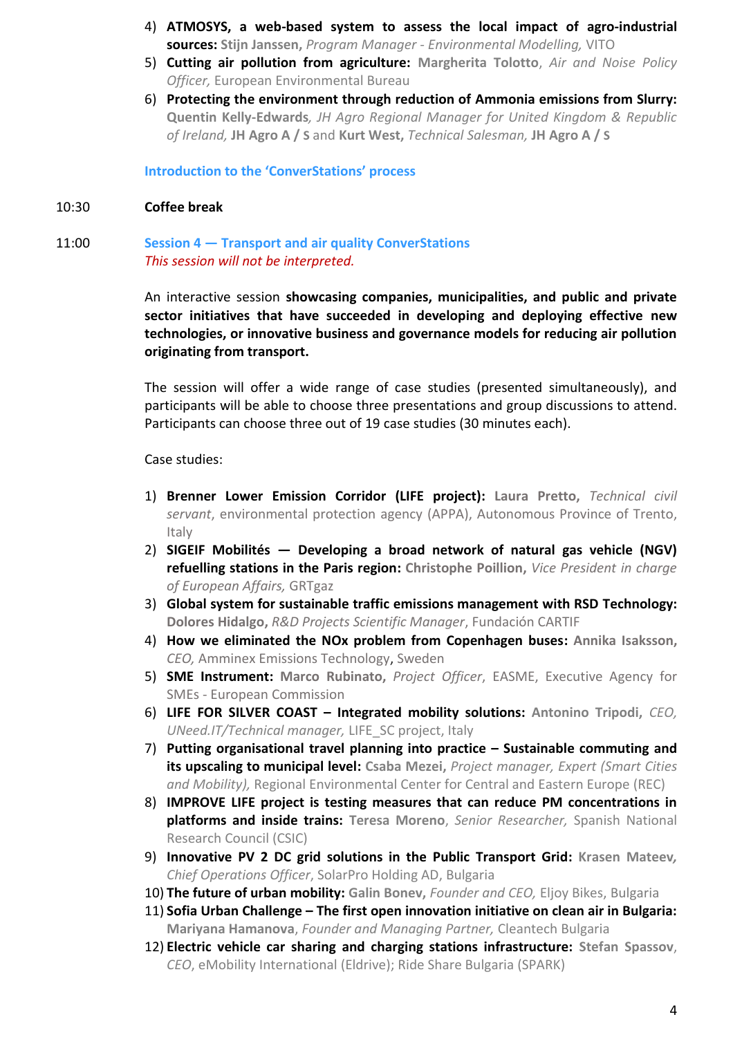4) **ATMOSYS, a web-based system to assess the local impact of agro-industrial sources:** Stijn Janssen, *Program Manager - Environmental Modelling,* VITO
5) **Cutting air pollution from agriculture:** Margherita Tolotto, *Air and Noise Policy Officer,* European Environmental Bureau
6) **Protecting the environment through reduction of Ammonia emissions from Slurry:** Quentin Kelly-Edwards, *JH Agro Regional Manager for United Kingdom & Republic of Ireland,* **JH Agro A / S** and **Kurt West,** *Technical Salesman,* **JH Agro A / S**

**Introduction to the 'ConverStations' process**

10:30 **Coffee break**

11:00 **Session 4 — Transport and air quality ConverStations**

*This session will not be interpreted.*

An interactive session **showcasing companies, municipalities, and public and private sector initiatives that have succeeded in developing and deploying effective new technologies, or innovative business and governance models for reducing air pollution originating from transport.**

The session will offer a wide range of case studies (presented simultaneously), and participants will be able to choose three presentations and group discussions to attend. Participants can choose three out of 19 case studies (30 minutes each).

Case studies:

1) **Brenner Lower Emission Corridor (LIFE project):** Laura Pretto, *Technical civil servant*, environmental protection agency (APPA), Autonomous Province of Trento, Italy
2) **SIGEIF Mobilités — Developing a broad network of natural gas vehicle (NGV) refuelling stations in the Paris region:** Christophe Poillion, *Vice President in charge of European Affairs,* GRTgaz
3) **Global system for sustainable traffic emissions management with RSD Technology:** Dolores Hidalgo, *R&D Projects Scientific Manager*, Fundación CARTIF
4) **How we eliminated the NOx problem from Copenhagen buses:** Annika Isaksson, *CEO,* Amminex Emissions Technology, Sweden
5) **SME Instrument:** Marco Rubinato, *Project Officer*, EASME, Executive Agency for SMEs - European Commission
6) **LIFE FOR SILVER COAST – Integrated mobility solutions:** Antonino Tripodi, *CEO, UNeed.IT/Technical manager,* LIFE_SC project, Italy
7) **Putting organisational travel planning into practice – Sustainable commuting and its upscaling to municipal level:** Csaba Mezei, *Project manager, Expert (Smart Cities and Mobility),* Regional Environmental Center for Central and Eastern Europe (REC)
8) **IMPROVE LIFE project is testing measures that can reduce PM concentrations in platforms and inside trains:** Teresa Moreno, *Senior Researcher,* Spanish National Research Council (CSIC)
9) **Innovative PV 2 DC grid solutions in the Public Transport Grid:** Krasen Mateev, *Chief Operations Officer*, SolarPro Holding AD, Bulgaria
10) **The future of urban mobility:** Galin Bonev, *Founder and CEO,* Eljoy Bikes, Bulgaria
11) **Sofia Urban Challenge – The first open innovation initiative on clean air in Bulgaria:** Mariyana Hamanova, *Founder and Managing Partner,* Cleantech Bulgaria
12) **Electric vehicle car sharing and charging stations infrastructure:** Stefan Spassov, *CEO*, eMobility International (Eldrive); Ride Share Bulgaria (SPARK)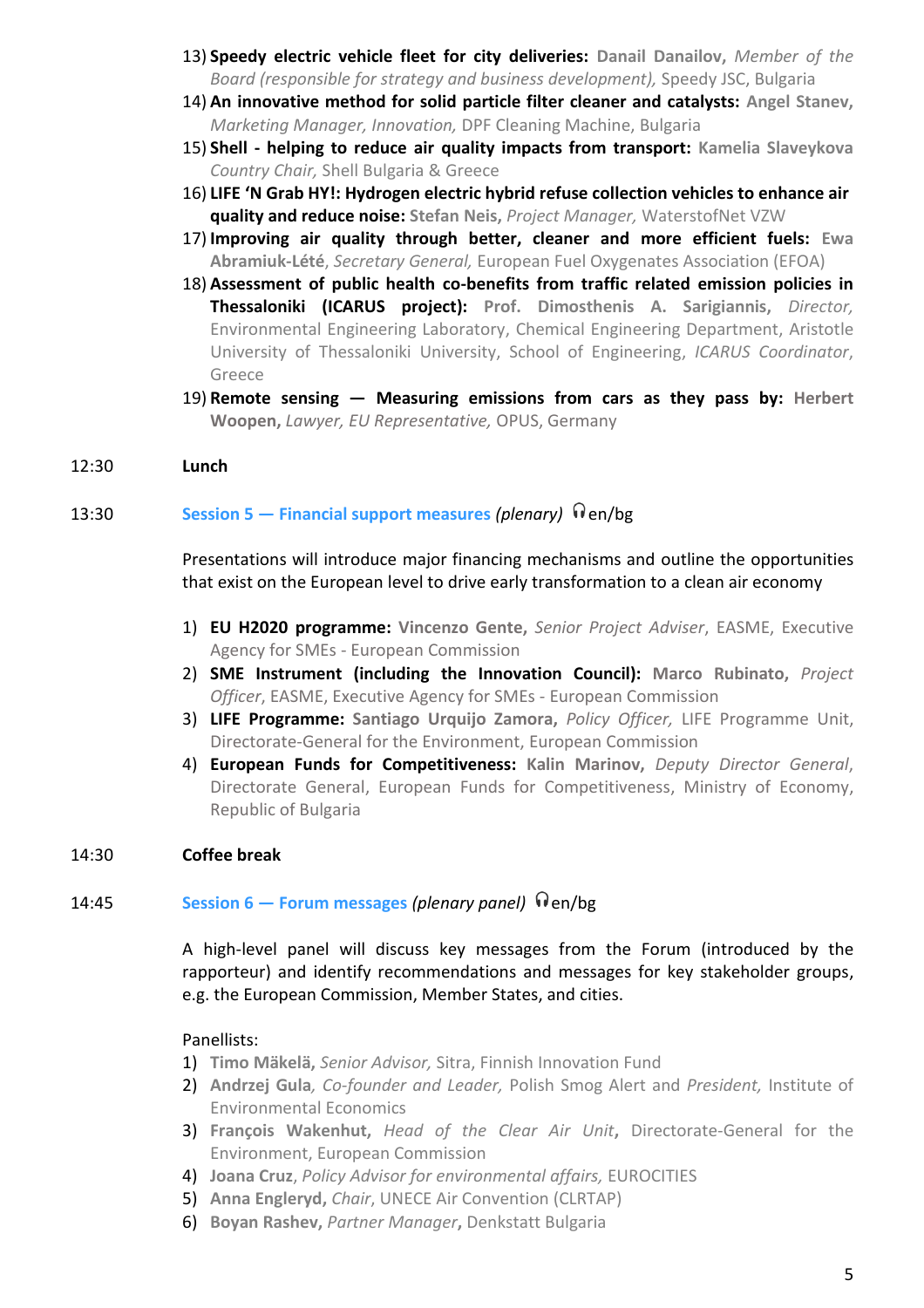13) **Speedy electric vehicle fleet for city deliveries:** **Danail Danailov,** *Member of the Board (responsible for strategy and business development),* Speedy JSC, Bulgaria
14) **An innovative method for solid particle filter cleaner and catalysts:** **Angel Stanev,** *Marketing Manager, Innovation,* DPF Cleaning Machine, Bulgaria
15) **Shell - helping to reduce air quality impacts from transport:** **Kamelia Slaveykova** *Country Chair,* Shell Bulgaria & Greece
16) **LIFE 'N Grab HY!: Hydrogen electric hybrid refuse collection vehicles to enhance air quality and reduce noise:** **Stefan Neis,** *Project Manager,* WaterstofNet VZW
17) **Improving air quality through better, cleaner and more efficient fuels:** **Ewa Abramiuk-Lété**, *Secretary General,* European Fuel Oxygenates Association (EFOA)
18) **Assessment of public health co-benefits from traffic related emission policies in Thessaloniki (ICARUS project):** **Prof. Dimosthenis A. Sarigiannis,** *Director,* Environmental Engineering Laboratory, Chemical Engineering Department, Aristotle University of Thessaloniki University, School of Engineering, *ICARUS Coordinator*, Greece
19) **Remote sensing — Measuring emissions from cars as they pass by:** **Herbert Woopen,** *Lawyer, EU Representative,* OPUS, Germany

12:30 **Lunch**

13:30 **Session 5 — Financial support measures** *(plenary)* en/bg

Presentations will introduce major financing mechanisms and outline the opportunities that exist on the European level to drive early transformation to a clean air economy

1) **EU H2020 programme:** **Vincenzo Gente,** *Senior Project Adviser*, EASME, Executive Agency for SMEs - European Commission
2) **SME Instrument (including the Innovation Council):** **Marco Rubinato,** *Project Officer*, EASME, Executive Agency for SMEs - European Commission
3) **LIFE Programme:** **Santiago Urquijo Zamora,** *Policy Officer,* LIFE Programme Unit, Directorate-General for the Environment, European Commission
4) **European Funds for Competitiveness:** **Kalin Marinov,** *Deputy Director General*, Directorate General, European Funds for Competitiveness, Ministry of Economy, Republic of Bulgaria

14:30 **Coffee break**

14:45 **Session 6 — Forum messages** *(plenary panel)* en/bg

A high-level panel will discuss key messages from the Forum (introduced by the rapporteur) and identify recommendations and messages for key stakeholder groups, e.g. the European Commission, Member States, and cities.

Panellists:

1) **Timo Mäkelä,** *Senior Advisor,* Sitra, Finnish Innovation Fund
2) **Andrzej Gula**, *Co-founder and Leader,* Polish Smog Alert and *President,* Institute of Environmental Economics
3) **François Wakenhut,** *Head of the Clear Air Unit*, Directorate-General for the Environment, European Commission
4) **Joana Cruz**, *Policy Advisor for environmental affairs,* EUROCITIES
5) **Anna Engleryd,** *Chair*, UNECE Air Convention (CLRTAP)
6) **Boyan Rashev,** *Partner Manager*, Denkstatt Bulgaria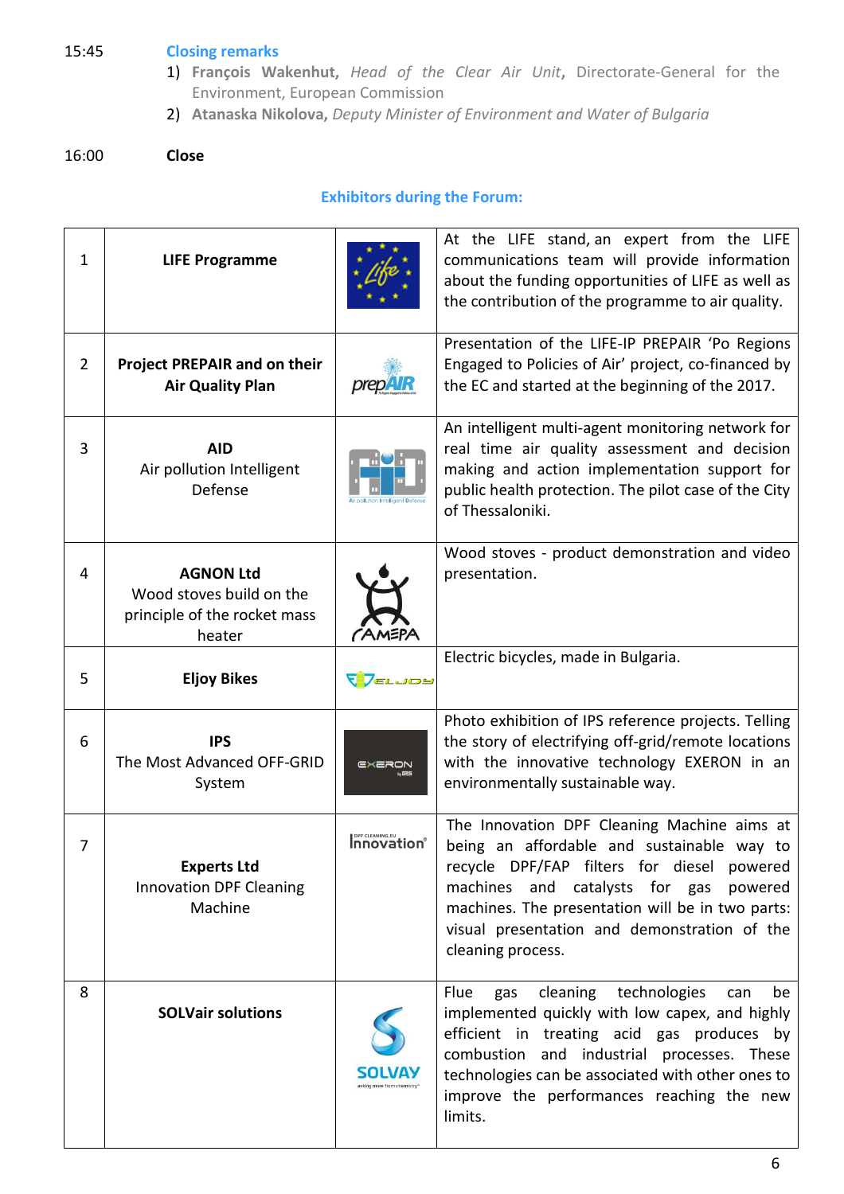15:45 **Closing remarks**

1) **François Wakenhut,** *Head of the Clear Air Unit*, Directorate-General for the Environment, European Commission
2) **Atanaska Nikolova,** *Deputy Minister of Environment and Water of Bulgaria*

16:00 **Close**

## Exhibitors during the Forum:

| | | | |
|---|---|---|---|
| 1 | **LIFE Programme** | | At the LIFE stand, an expert from the LIFE communications team will provide information about the funding opportunities of LIFE as well as the contribution of the programme to air quality. |
| 2 | **Project PREPAIR and on their Air Quality Plan** | | Presentation of the LIFE-IP PREPAIR 'Po Regions Engaged to Policies of Air' project, co-financed by the EC and started at the beginning of the 2017. |
| 3 | **AID** Air pollution Intelligent Defense | | An intelligent multi-agent monitoring network for real time air quality assessment and decision making and action implementation support for public health protection. The pilot case of the City of Thessaloniki. |
| 4 | **AGNON Ltd** Wood stoves build on the principle of the rocket mass heater | | Wood stoves - product demonstration and video presentation. |
| 5 | **Eljoy Bikes** | | Electric bicycles, made in Bulgaria. |
| 6 | **IPS** The Most Advanced OFF-GRID System | | Photo exhibition of IPS reference projects. Telling the story of electrifying off-grid/remote locations with the innovative technology EXERON in an environmentally sustainable way. |
| 7 | **Experts Ltd** Innovation DPF Cleaning Machine | | The Innovation DPF Cleaning Machine aims at being an affordable and sustainable way to recycle DPF/FAP filters for diesel powered machines and catalysts for gas powered machines. The presentation will be in two parts: visual presentation and demonstration of the cleaning process. |
| 8 | **SOLVair solutions** | | Flue gas cleaning technologies can be implemented quickly with low capex, and highly efficient in treating acid gas produces by combustion and industrial processes. These technologies can be associated with other ones to improve the performances reaching the new limits. |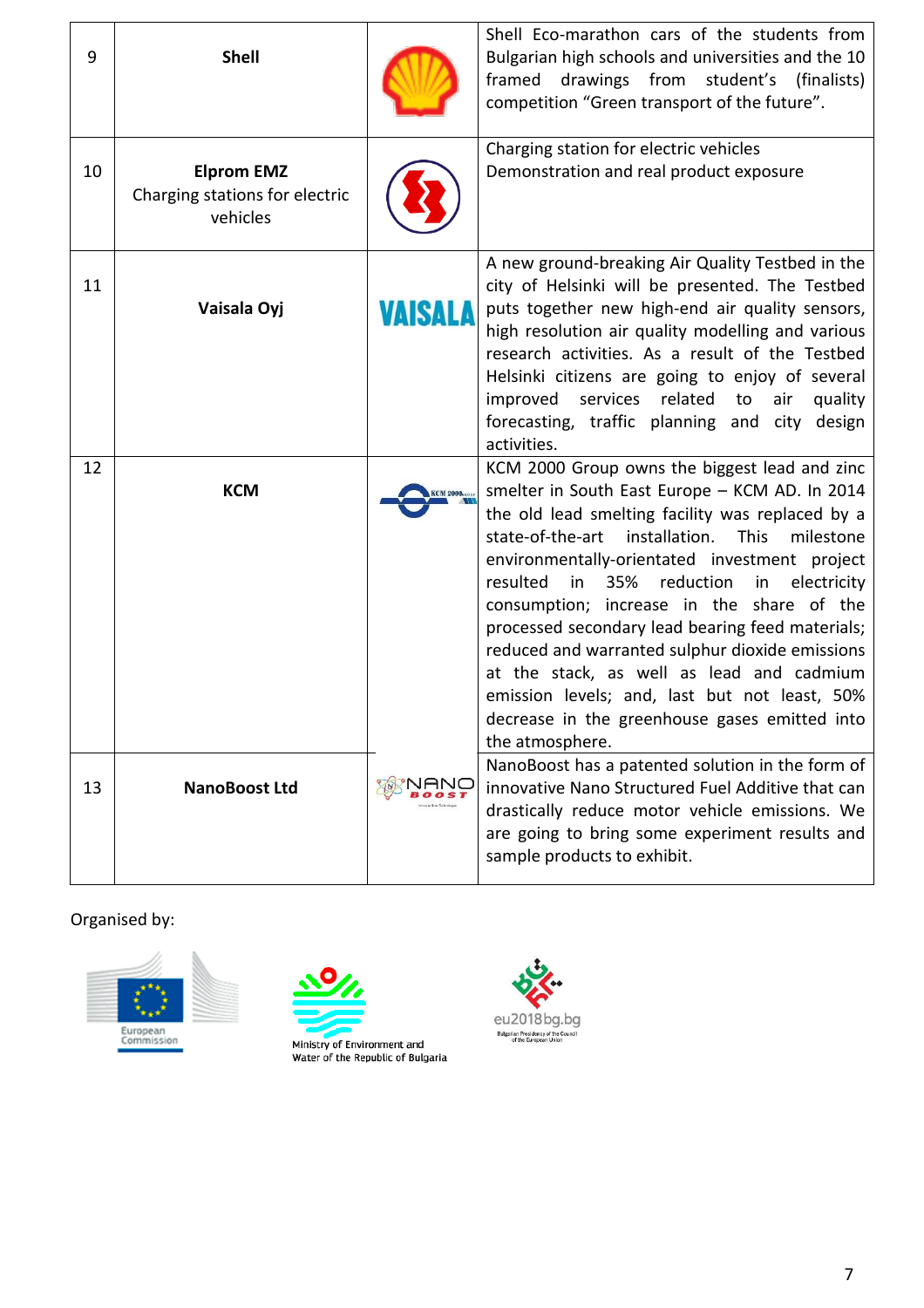| | | | |
|---|---|---|---|
| 9 | **Shell** | | Shell Eco-marathon cars of the students from Bulgarian high schools and universities and the 10 framed drawings from student's (finalists) competition "Green transport of the future". |
| 10 | **Elprom EMZ**<br>Charging stations for electric vehicles | | Charging station for electric vehicles<br>Demonstration and real product exposure |
| 11 | **Vaisala Oyj** | | A new ground-breaking Air Quality Testbed in the city of Helsinki will be presented. The Testbed puts together new high-end air quality sensors, high resolution air quality modelling and various research activities. As a result of the Testbed Helsinki citizens are going to enjoy of several improved services related to air quality forecasting, traffic planning and city design activities. |
| 12 | **KCM** | | KCM 2000 Group owns the biggest lead and zinc smelter in South East Europe – KCM AD. In 2014 the old lead smelting facility was replaced by a state-of-the-art installation. This milestone environmentally-orientated investment project resulted in 35% reduction in electricity consumption; increase in the share of the processed secondary lead bearing feed materials; reduced and warranted sulphur dioxide emissions at the stack, as well as lead and cadmium emission levels; and, last but not least, 50% decrease in the greenhouse gases emitted into the atmosphere. |
| 13 | **NanoBoost Ltd** | | NanoBoost has a patented solution in the form of innovative Nano Structured Fuel Additive that can drastically reduce motor vehicle emissions. We are going to bring some experiment results and sample products to exhibit. |

Organised by:

European Commission

Ministry of Environment and Water of the Republic of Bulgaria

eu2018bg.bg
Bulgarian Presidency of the Council of the European Union